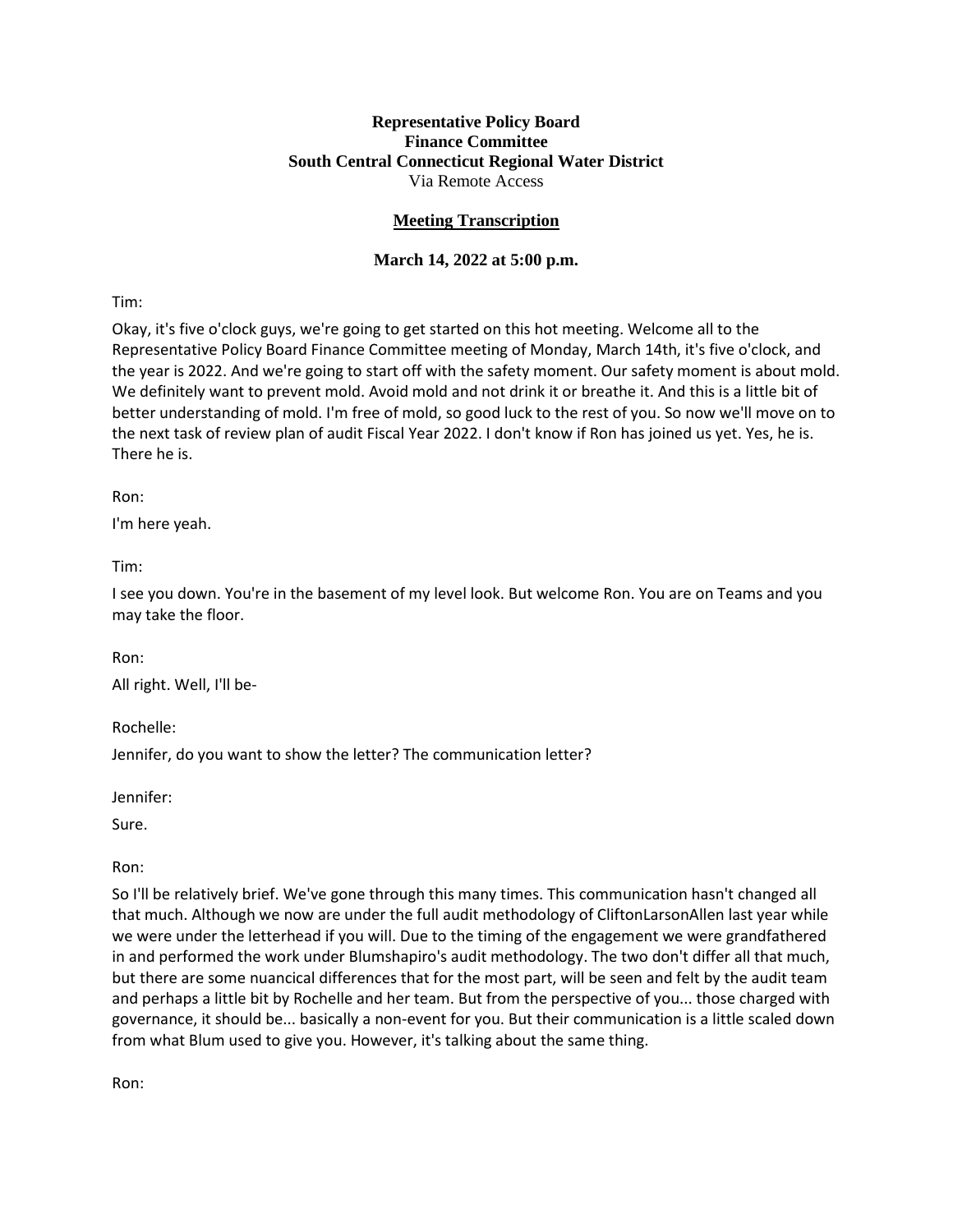**Representative Policy Board**
**Finance Committee**
**South Central Connecticut Regional Water District**
Via Remote Access

**Meeting Transcription**

**March 14, 2022 at 5:00 p.m.**

Tim:

Okay, it's five o'clock guys, we're going to get started on this hot meeting. Welcome all to the Representative Policy Board Finance Committee meeting of Monday, March 14th, it's five o'clock, and the year is 2022. And we're going to start off with the safety moment. Our safety moment is about mold. We definitely want to prevent mold. Avoid mold and not drink it or breathe it. And this is a little bit of better understanding of mold. I'm free of mold, so good luck to the rest of you. So now we'll move on to the next task of review plan of audit Fiscal Year 2022. I don't know if Ron has joined us yet. Yes, he is. There he is.

Ron:

I'm here yeah.

Tim:

I see you down. You're in the basement of my level look. But welcome Ron. You are on Teams and you may take the floor.

Ron:

All right. Well, I'll be-

Rochelle:

Jennifer, do you want to show the letter? The communication letter?

Jennifer:

Sure.

Ron:

So I'll be relatively brief. We've gone through this many times. This communication hasn't changed all that much. Although we now are under the full audit methodology of CliftonLarsonAllen last year while we were under the letterhead if you will. Due to the timing of the engagement we were grandfathered in and performed the work under Blumshapiro's audit methodology. The two don't differ all that much, but there are some nuancical differences that for the most part, will be seen and felt by the audit team and perhaps a little bit by Rochelle and her team. But from the perspective of you... those charged with governance, it should be... basically a non-event for you. But their communication is a little scaled down from what Blum used to give you. However, it's talking about the same thing.

Ron: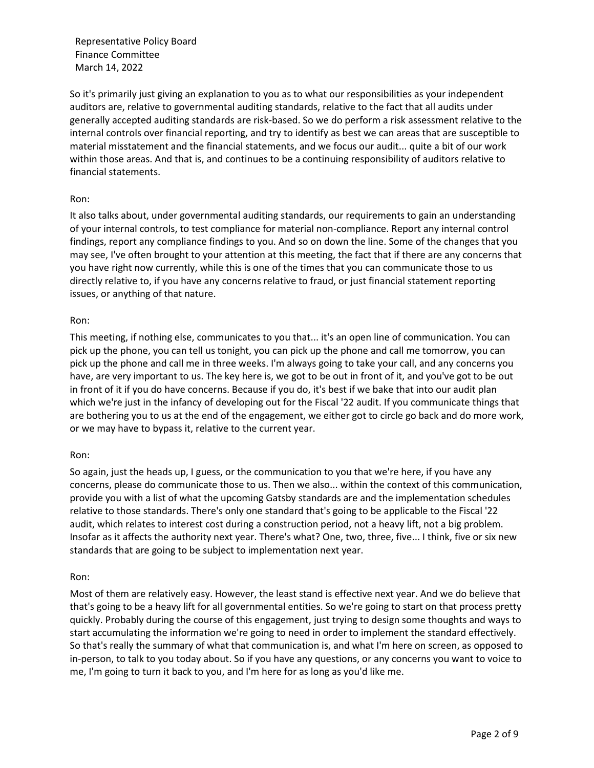So it's primarily just giving an explanation to you as to what our responsibilities as your independent auditors are, relative to governmental auditing standards, relative to the fact that all audits under generally accepted auditing standards are risk-based. So we do perform a risk assessment relative to the internal controls over financial reporting, and try to identify as best we can areas that are susceptible to material misstatement and the financial statements, and we focus our audit... quite a bit of our work within those areas. And that is, and continues to be a continuing responsibility of auditors relative to financial statements.

Ron:

It also talks about, under governmental auditing standards, our requirements to gain an understanding of your internal controls, to test compliance for material non-compliance. Report any internal control findings, report any compliance findings to you. And so on down the line. Some of the changes that you may see, I've often brought to your attention at this meeting, the fact that if there are any concerns that you have right now currently, while this is one of the times that you can communicate those to us directly relative to, if you have any concerns relative to fraud, or just financial statement reporting issues, or anything of that nature.

Ron:

This meeting, if nothing else, communicates to you that... it's an open line of communication. You can pick up the phone, you can tell us tonight, you can pick up the phone and call me tomorrow, you can pick up the phone and call me in three weeks. I'm always going to take your call, and any concerns you have, are very important to us. The key here is, we got to be out in front of it, and you've got to be out in front of it if you do have concerns. Because if you do, it's best if we bake that into our audit plan which we're just in the infancy of developing out for the Fiscal '22 audit. If you communicate things that are bothering you to us at the end of the engagement, we either got to circle go back and do more work, or we may have to bypass it, relative to the current year.

Ron:

So again, just the heads up, I guess, or the communication to you that we're here, if you have any concerns, please do communicate those to us. Then we also... within the context of this communication, provide you with a list of what the upcoming Gatsby standards are and the implementation schedules relative to those standards. There's only one standard that's going to be applicable to the Fiscal '22 audit, which relates to interest cost during a construction period, not a heavy lift, not a big problem. Insofar as it affects the authority next year. There's what? One, two, three, five... I think, five or six new standards that are going to be subject to implementation next year.

Ron:

Most of them are relatively easy. However, the least stand is effective next year. And we do believe that that's going to be a heavy lift for all governmental entities. So we're going to start on that process pretty quickly. Probably during the course of this engagement, just trying to design some thoughts and ways to start accumulating the information we're going to need in order to implement the standard effectively. So that's really the summary of what that communication is, and what I'm here on screen, as opposed to in-person, to talk to you today about. So if you have any questions, or any concerns you want to voice to me, I'm going to turn it back to you, and I'm here for as long as you'd like me.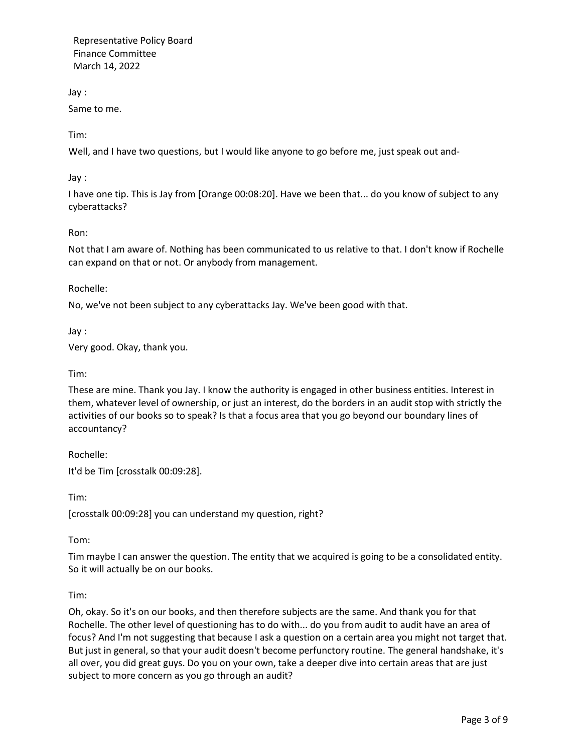Jay :

Same to me.

Tim:

Well, and I have two questions, but I would like anyone to go before me, just speak out and-

Jay :

I have one tip. This is Jay from [Orange 00:08:20]. Have we been that... do you know of subject to any cyberattacks?

Ron:

Not that I am aware of. Nothing has been communicated to us relative to that. I don't know if Rochelle can expand on that or not. Or anybody from management.

Rochelle:

No, we've not been subject to any cyberattacks Jay. We've been good with that.

Jay :

Very good. Okay, thank you.

Tim:

These are mine. Thank you Jay. I know the authority is engaged in other business entities. Interest in them, whatever level of ownership, or just an interest, do the borders in an audit stop with strictly the activities of our books so to speak? Is that a focus area that you go beyond our boundary lines of accountancy?

Rochelle:

It'd be Tim [crosstalk 00:09:28].

Tim:

[crosstalk 00:09:28] you can understand my question, right?

Tom:

Tim maybe I can answer the question. The entity that we acquired is going to be a consolidated entity. So it will actually be on our books.

Tim:

Oh, okay. So it's on our books, and then therefore subjects are the same. And thank you for that Rochelle. The other level of questioning has to do with... do you from audit to audit have an area of focus? And I'm not suggesting that because I ask a question on a certain area you might not target that. But just in general, so that your audit doesn't become perfunctory routine. The general handshake, it's all over, you did great guys. Do you on your own, take a deeper dive into certain areas that are just subject to more concern as you go through an audit?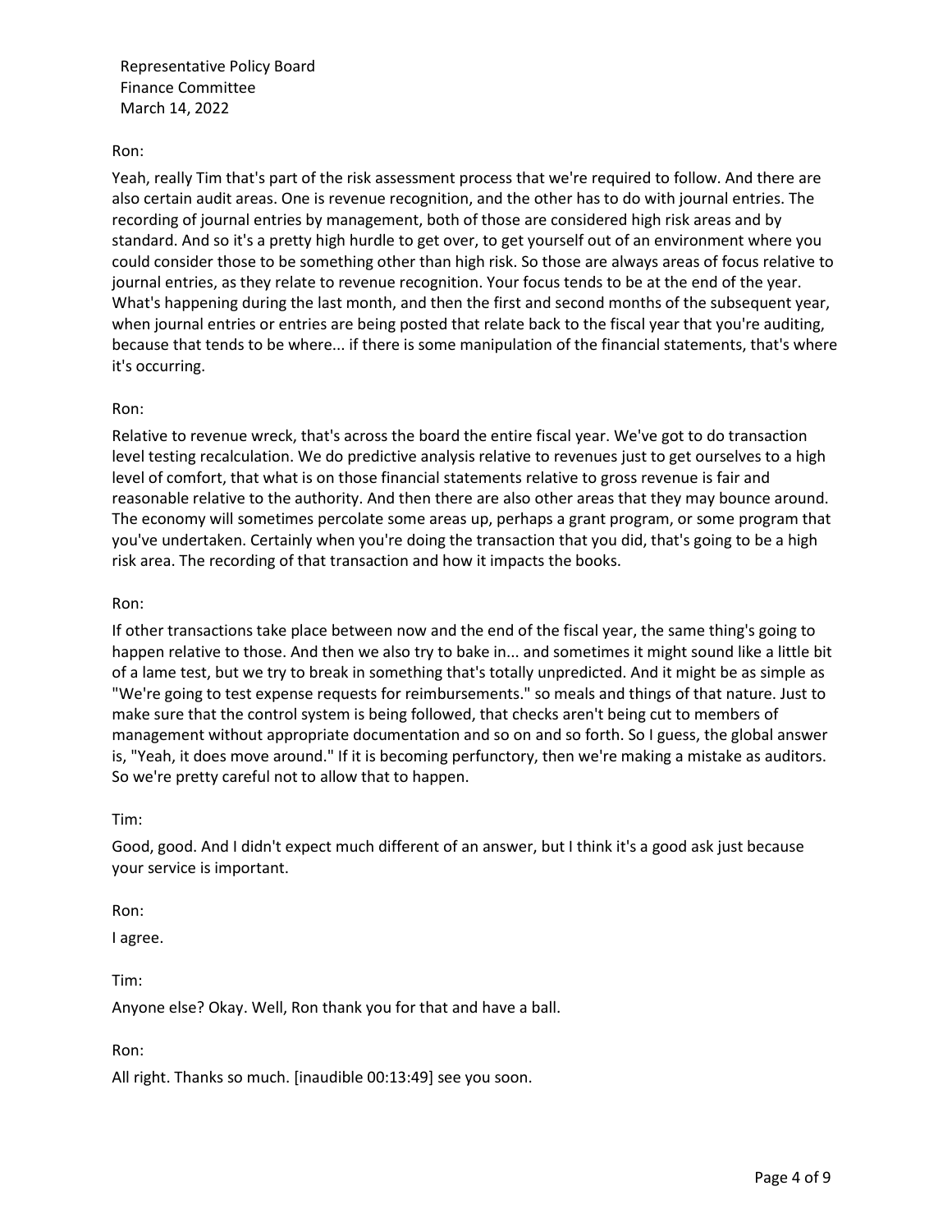Ron:

Yeah, really Tim that's part of the risk assessment process that we're required to follow. And there are also certain audit areas. One is revenue recognition, and the other has to do with journal entries. The recording of journal entries by management, both of those are considered high risk areas and by standard. And so it's a pretty high hurdle to get over, to get yourself out of an environment where you could consider those to be something other than high risk. So those are always areas of focus relative to journal entries, as they relate to revenue recognition. Your focus tends to be at the end of the year. What's happening during the last month, and then the first and second months of the subsequent year, when journal entries or entries are being posted that relate back to the fiscal year that you're auditing, because that tends to be where... if there is some manipulation of the financial statements, that's where it's occurring.

Ron:

Relative to revenue wreck, that's across the board the entire fiscal year. We've got to do transaction level testing recalculation. We do predictive analysis relative to revenues just to get ourselves to a high level of comfort, that what is on those financial statements relative to gross revenue is fair and reasonable relative to the authority. And then there are also other areas that they may bounce around. The economy will sometimes percolate some areas up, perhaps a grant program, or some program that you've undertaken. Certainly when you're doing the transaction that you did, that's going to be a high risk area. The recording of that transaction and how it impacts the books.

Ron:

If other transactions take place between now and the end of the fiscal year, the same thing's going to happen relative to those. And then we also try to bake in... and sometimes it might sound like a little bit of a lame test, but we try to break in something that's totally unpredicted. And it might be as simple as "We're going to test expense requests for reimbursements." so meals and things of that nature. Just to make sure that the control system is being followed, that checks aren't being cut to members of management without appropriate documentation and so on and so forth. So I guess, the global answer is, "Yeah, it does move around." If it is becoming perfunctory, then we're making a mistake as auditors. So we're pretty careful not to allow that to happen.

Tim:

Good, good. And I didn't expect much different of an answer, but I think it's a good ask just because your service is important.

Ron:

I agree.

Tim:

Anyone else? Okay. Well, Ron thank you for that and have a ball.

Ron:

All right. Thanks so much. [inaudible 00:13:49] see you soon.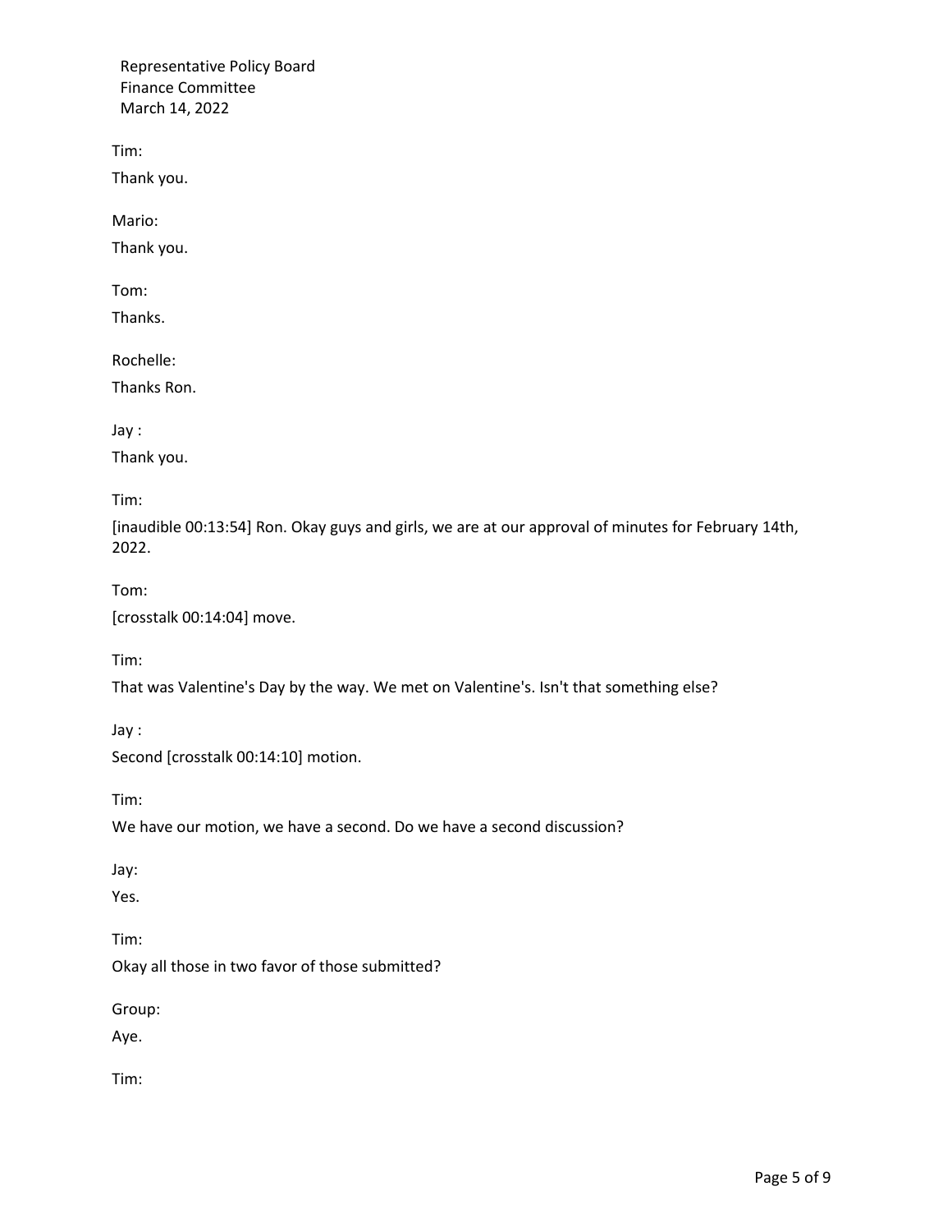Tim:

Thank you.

Mario:

Thank you.

Tom:

Thanks.

Rochelle:

Thanks Ron.

Jay :

Thank you.

Tim:

[inaudible 00:13:54] Ron. Okay guys and girls, we are at our approval of minutes for February 14th, 2022.

Tom:

[crosstalk 00:14:04] move.

Tim:

That was Valentine's Day by the way. We met on Valentine's. Isn't that something else?

Jay :

Second [crosstalk 00:14:10] motion.

Tim:

We have our motion, we have a second. Do we have a second discussion?

Jay:

Yes.

Tim:

Okay all those in two favor of those submitted?

Group:

Aye.

Tim: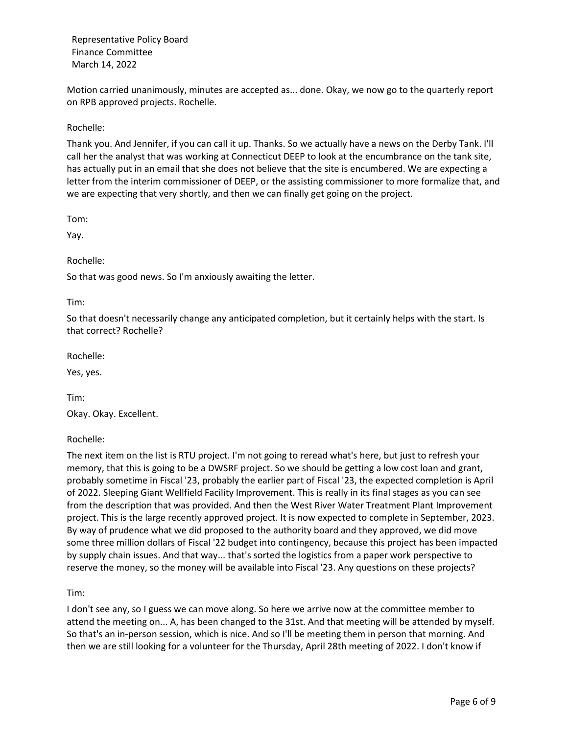Motion carried unanimously, minutes are accepted as... done. Okay, we now go to the quarterly report on RPB approved projects. Rochelle.

Rochelle:

Thank you. And Jennifer, if you can call it up. Thanks. So we actually have a news on the Derby Tank. I'll call her the analyst that was working at Connecticut DEEP to look at the encumbrance on the tank site, has actually put in an email that she does not believe that the site is encumbered. We are expecting a letter from the interim commissioner of DEEP, or the assisting commissioner to more formalize that, and we are expecting that very shortly, and then we can finally get going on the project.

Tom:

Yay.

Rochelle:

So that was good news. So I'm anxiously awaiting the letter.

Tim:

So that doesn't necessarily change any anticipated completion, but it certainly helps with the start. Is that correct? Rochelle?

Rochelle:

Yes, yes.

Tim:

Okay. Okay. Excellent.

Rochelle:

The next item on the list is RTU project. I'm not going to reread what's here, but just to refresh your memory, that this is going to be a DWSRF project. So we should be getting a low cost loan and grant, probably sometime in Fiscal '23, probably the earlier part of Fiscal '23, the expected completion is April of 2022. Sleeping Giant Wellfield Facility Improvement. This is really in its final stages as you can see from the description that was provided. And then the West River Water Treatment Plant Improvement project. This is the large recently approved project. It is now expected to complete in September, 2023. By way of prudence what we did proposed to the authority board and they approved, we did move some three million dollars of Fiscal '22 budget into contingency, because this project has been impacted by supply chain issues. And that way... that's sorted the logistics from a paper work perspective to reserve the money, so the money will be available into Fiscal '23. Any questions on these projects?

Tim:

I don't see any, so I guess we can move along. So here we arrive now at the committee member to attend the meeting on... A, has been changed to the 31st. And that meeting will be attended by myself. So that's an in-person session, which is nice. And so I'll be meeting them in person that morning. And then we are still looking for a volunteer for the Thursday, April 28th meeting of 2022. I don't know if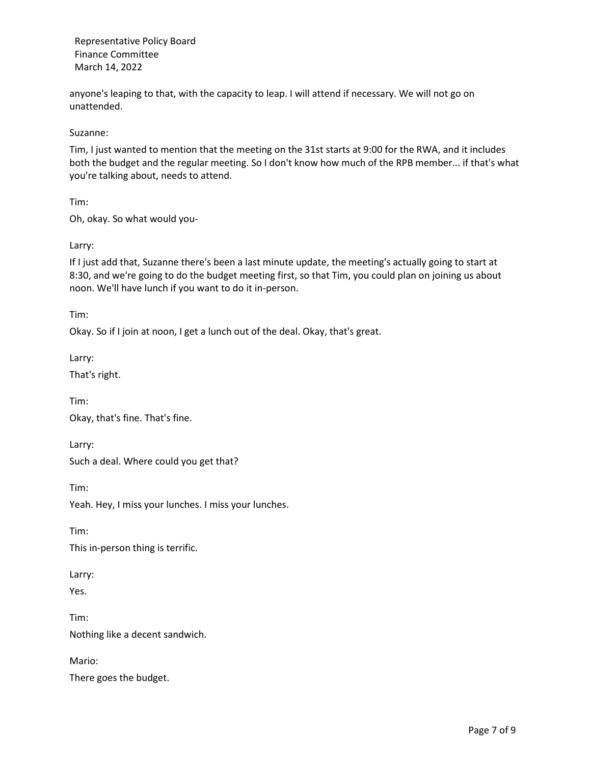anyone's leaping to that, with the capacity to leap. I will attend if necessary. We will not go on unattended.

Suzanne:

Tim, I just wanted to mention that the meeting on the 31st starts at 9:00 for the RWA, and it includes both the budget and the regular meeting. So I don't know how much of the RPB member... if that's what you're talking about, needs to attend.

Tim:

Oh, okay. So what would you-

Larry:

If I just add that, Suzanne there's been a last minute update, the meeting's actually going to start at 8:30, and we're going to do the budget meeting first, so that Tim, you could plan on joining us about noon. We'll have lunch if you want to do it in-person.

Tim:

Okay. So if I join at noon, I get a lunch out of the deal. Okay, that's great.

Larry:

That's right.

Tim:

Okay, that's fine. That's fine.

Larry:

Such a deal. Where could you get that?

Tim:

Yeah. Hey, I miss your lunches. I miss your lunches.

Tim:

This in-person thing is terrific.

Larry:

Yes.

Tim:

Nothing like a decent sandwich.

Mario:

There goes the budget.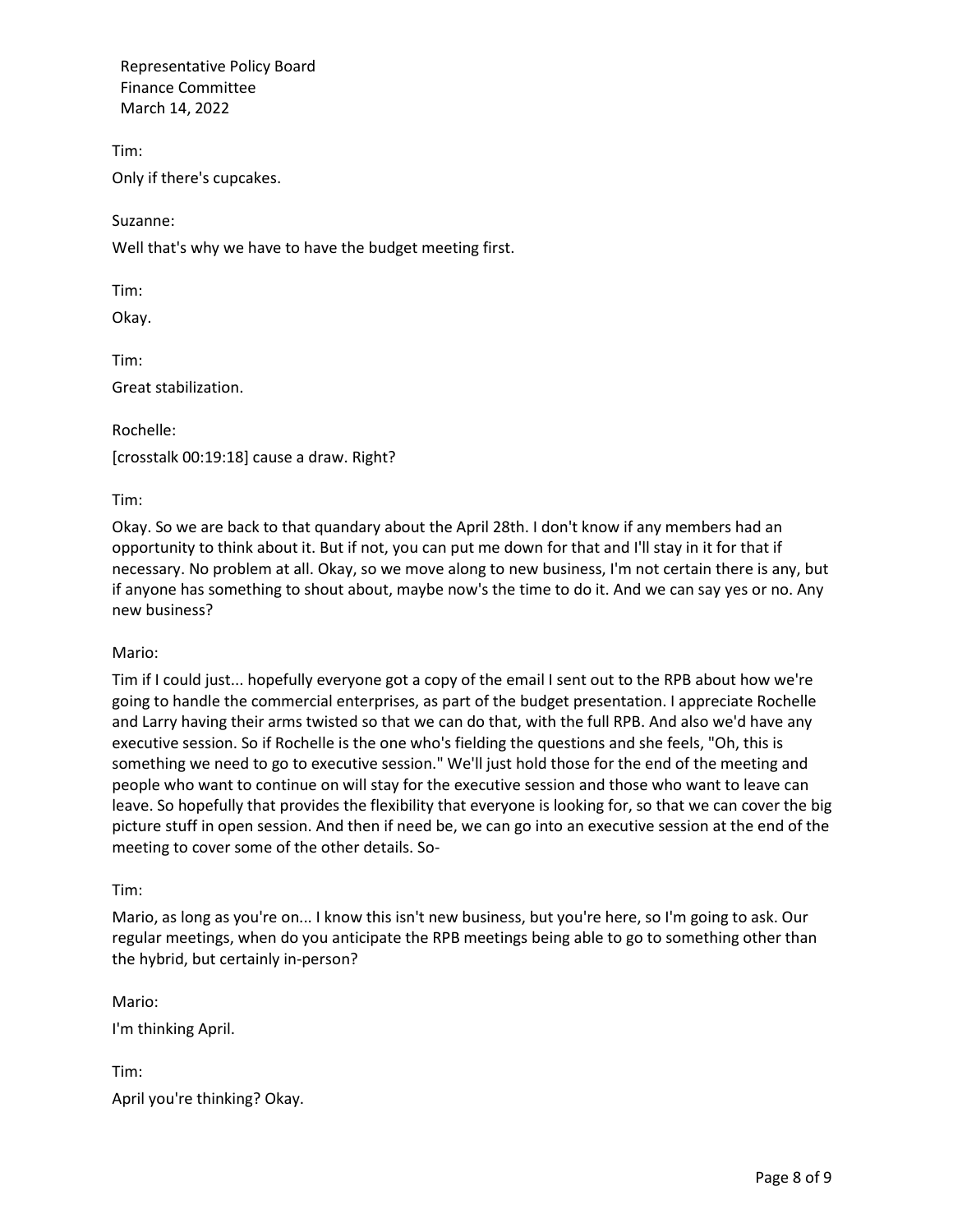Tim:

Only if there's cupcakes.

Suzanne:

Well that's why we have to have the budget meeting first.

Tim:

Okay.

Tim:

Great stabilization.

Rochelle:

[crosstalk 00:19:18] cause a draw. Right?

Tim:

Okay. So we are back to that quandary about the April 28th. I don't know if any members had an opportunity to think about it. But if not, you can put me down for that and I'll stay in it for that if necessary. No problem at all. Okay, so we move along to new business, I'm not certain there is any, but if anyone has something to shout about, maybe now's the time to do it. And we can say yes or no. Any new business?

Mario:

Tim if I could just... hopefully everyone got a copy of the email I sent out to the RPB about how we're going to handle the commercial enterprises, as part of the budget presentation. I appreciate Rochelle and Larry having their arms twisted so that we can do that, with the full RPB. And also we'd have any executive session. So if Rochelle is the one who's fielding the questions and she feels, "Oh, this is something we need to go to executive session." We'll just hold those for the end of the meeting and people who want to continue on will stay for the executive session and those who want to leave can leave. So hopefully that provides the flexibility that everyone is looking for, so that we can cover the big picture stuff in open session. And then if need be, we can go into an executive session at the end of the meeting to cover some of the other details. So-

Tim:

Mario, as long as you're on... I know this isn't new business, but you're here, so I'm going to ask. Our regular meetings, when do you anticipate the RPB meetings being able to go to something other than the hybrid, but certainly in-person?

Mario:

I'm thinking April.

Tim:

April you're thinking? Okay.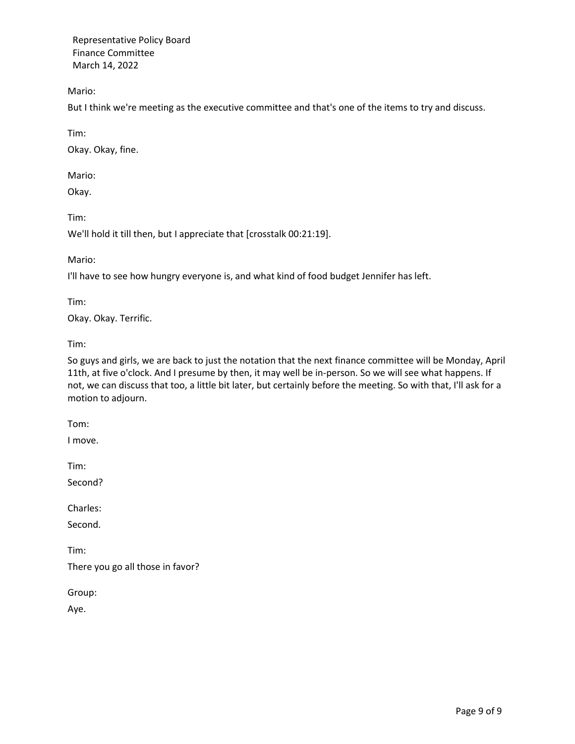Mario:

But I think we're meeting as the executive committee and that's one of the items to try and discuss.

Tim:

Okay. Okay, fine.

Mario:

Okay.

Tim:

We'll hold it till then, but I appreciate that [crosstalk 00:21:19].

Mario:

I'll have to see how hungry everyone is, and what kind of food budget Jennifer has left.

Tim:

Okay. Okay. Terrific.

Tim:

So guys and girls, we are back to just the notation that the next finance committee will be Monday, April 11th, at five o'clock. And I presume by then, it may well be in-person. So we will see what happens. If not, we can discuss that too, a little bit later, but certainly before the meeting. So with that, I'll ask for a motion to adjourn.

Tom:

I move.

Tim:

Second?

Charles:

Second.

Tim:

There you go all those in favor?

Group:

Aye.